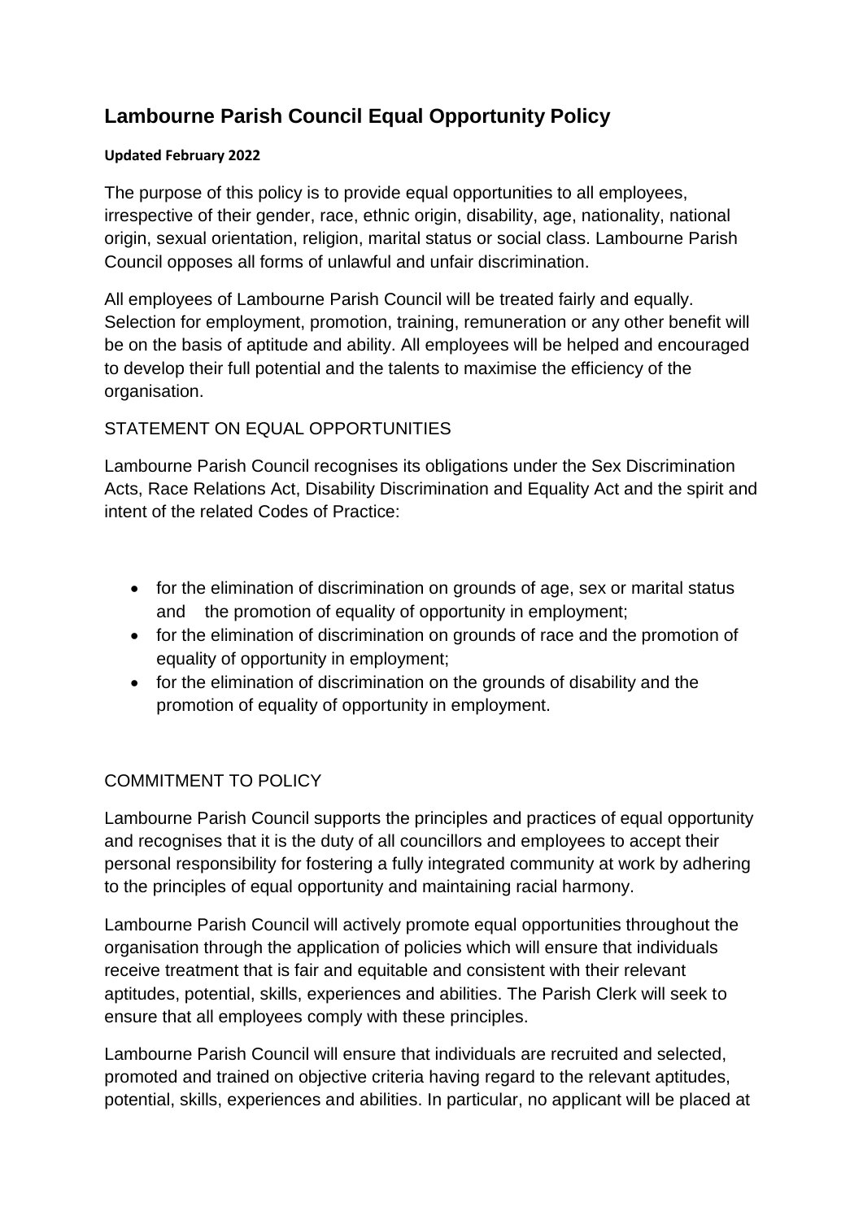# Lambourne Parish Council Equal Opportunity Policy

**Updated February 2022**

The purpose of this policy is to provide equal opportunities to all employees, irrespective of their gender, race, ethnic origin, disability, age, nationality, national origin, sexual orientation, religion, marital status or social class. Lambourne Parish Council opposes all forms of unlawful and unfair discrimination.

All employees of Lambourne Parish Council will be treated fairly and equally. Selection for employment, promotion, training, remuneration or any other benefit will be on the basis of aptitude and ability. All employees will be helped and encouraged to develop their full potential and the talents to maximise the efficiency of the organisation.

STATEMENT ON EQUAL OPPORTUNITIES

Lambourne Parish Council recognises its obligations under the Sex Discrimination Acts, Race Relations Act, Disability Discrimination and Equality Act and the spirit and intent of the related Codes of Practice:

- for the elimination of discrimination on grounds of age, sex or marital status and the promotion of equality of opportunity in employment;
- for the elimination of discrimination on grounds of race and the promotion of equality of opportunity in employment;
- for the elimination of discrimination on the grounds of disability and the promotion of equality of opportunity in employment.

COMMITMENT TO POLICY

Lambourne Parish Council supports the principles and practices of equal opportunity and recognises that it is the duty of all councillors and employees to accept their personal responsibility for fostering a fully integrated community at work by adhering to the principles of equal opportunity and maintaining racial harmony.

Lambourne Parish Council will actively promote equal opportunities throughout the organisation through the application of policies which will ensure that individuals receive treatment that is fair and equitable and consistent with their relevant aptitudes, potential, skills, experiences and abilities. The Parish Clerk will seek to ensure that all employees comply with these principles.

Lambourne Parish Council will ensure that individuals are recruited and selected, promoted and trained on objective criteria having regard to the relevant aptitudes, potential, skills, experiences and abilities. In particular, no applicant will be placed at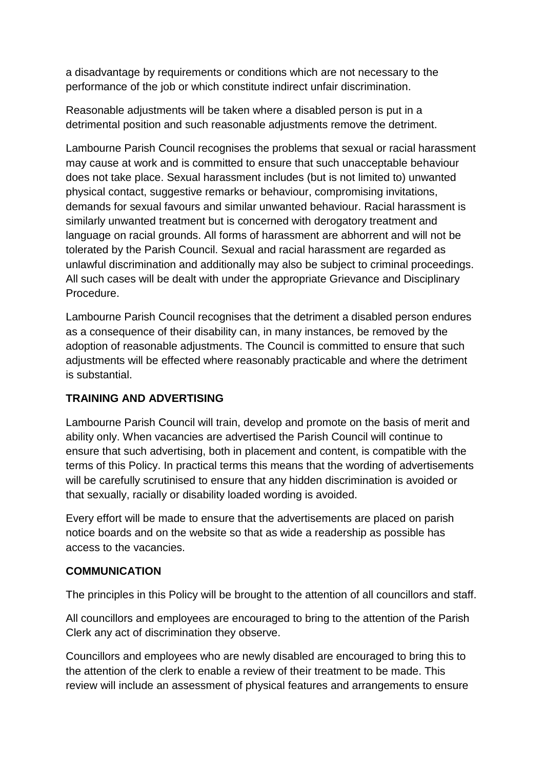a disadvantage by requirements or conditions which are not necessary to the performance of the job or which constitute indirect unfair discrimination.

Reasonable adjustments will be taken where a disabled person is put in a detrimental position and such reasonable adjustments remove the detriment.

Lambourne Parish Council recognises the problems that sexual or racial harassment may cause at work and is committed to ensure that such unacceptable behaviour does not take place. Sexual harassment includes (but is not limited to) unwanted physical contact, suggestive remarks or behaviour, compromising invitations, demands for sexual favours and similar unwanted behaviour. Racial harassment is similarly unwanted treatment but is concerned with derogatory treatment and language on racial grounds. All forms of harassment are abhorrent and will not be tolerated by the Parish Council. Sexual and racial harassment are regarded as unlawful discrimination and additionally may also be subject to criminal proceedings. All such cases will be dealt with under the appropriate Grievance and Disciplinary Procedure.

Lambourne Parish Council recognises that the detriment a disabled person endures as a consequence of their disability can, in many instances, be removed by the adoption of reasonable adjustments. The Council is committed to ensure that such adjustments will be effected where reasonably practicable and where the detriment is substantial.

**TRAINING AND ADVERTISING**

Lambourne Parish Council will train, develop and promote on the basis of merit and ability only. When vacancies are advertised the Parish Council will continue to ensure that such advertising, both in placement and content, is compatible with the terms of this Policy. In practical terms this means that the wording of advertisements will be carefully scrutinised to ensure that any hidden discrimination is avoided or that sexually, racially or disability loaded wording is avoided.

Every effort will be made to ensure that the advertisements are placed on parish notice boards and on the website so that as wide a readership as possible has access to the vacancies.

**COMMUNICATION**

The principles in this Policy will be brought to the attention of all councillors and staff.

All councillors and employees are encouraged to bring to the attention of the Parish Clerk any act of discrimination they observe.

Councillors and employees who are newly disabled are encouraged to bring this to the attention of the clerk to enable a review of their treatment to be made. This review will include an assessment of physical features and arrangements to ensure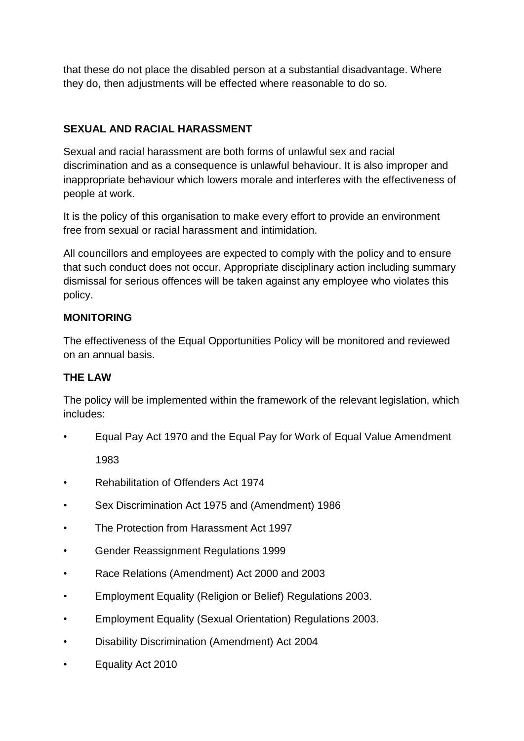that these do not place the disabled person at a substantial disadvantage. Where they do, then adjustments will be effected where reasonable to do so.

## SEXUAL AND RACIAL HARASSMENT

Sexual and racial harassment are both forms of unlawful sex and racial discrimination and as a consequence is unlawful behaviour. It is also improper and inappropriate behaviour which lowers morale and interferes with the effectiveness of people at work.

It is the policy of this organisation to make every effort to provide an environment free from sexual or racial harassment and intimidation.

All councillors and employees are expected to comply with the policy and to ensure that such conduct does not occur. Appropriate disciplinary action including summary dismissal for serious offences will be taken against any employee who violates this policy.

## MONITORING

The effectiveness of the Equal Opportunities Policy will be monitored and reviewed on an annual basis.

## THE LAW

The policy will be implemented within the framework of the relevant legislation, which includes:

- Equal Pay Act 1970 and the Equal Pay for Work of Equal Value Amendment 1983
- Rehabilitation of Offenders Act 1974
- Sex Discrimination Act 1975 and (Amendment) 1986
- The Protection from Harassment Act 1997
- Gender Reassignment Regulations 1999
- Race Relations (Amendment) Act 2000 and 2003
- Employment Equality (Religion or Belief) Regulations 2003.
- Employment Equality (Sexual Orientation) Regulations 2003.
- Disability Discrimination (Amendment) Act 2004
- Equality Act 2010